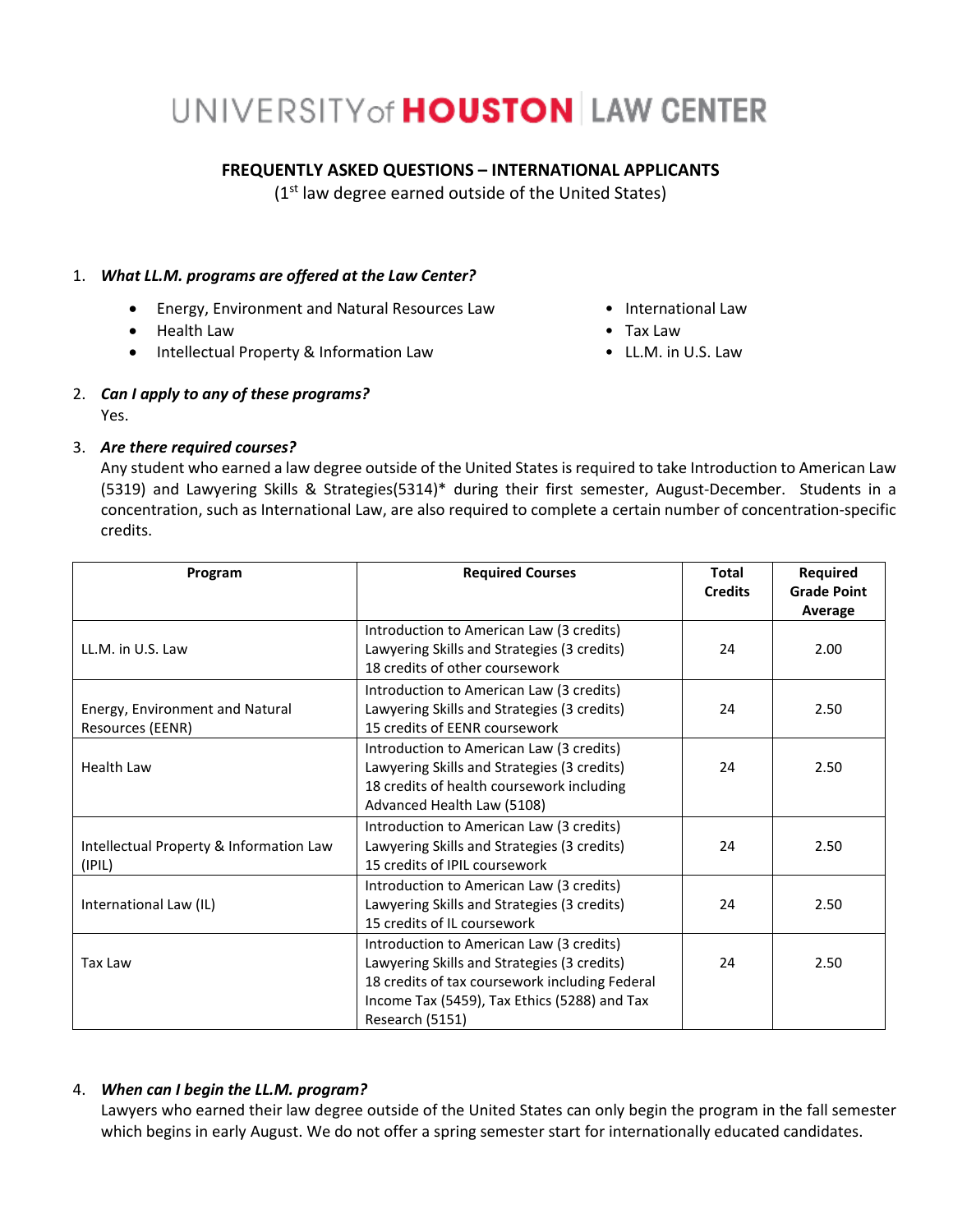# UNIVERSITY of HOUSTON | LAW CENTER

**FREQUENTLY ASKED QUESTIONS – INTERNATIONAL APPLICANTS**

(1st law degree earned outside of the United States)

1. ***What LL.M. programs are offered at the Law Center?***
   - Energy, Environment and Natural Resources Law
   - Health Law
   - Intellectual Property & Information Law
   - International Law
   - Tax Law
   - LL.M. in U.S. Law

2. ***Can I apply to any of these programs?***
   Yes.

3. ***Are there required courses?***
   Any student who earned a law degree outside of the United States is required to take Introduction to American Law (5319) and Lawyering Skills & Strategies(5314)* during their first semester, August-December. Students in a concentration, such as International Law, are also required to complete a certain number of concentration-specific credits.

| Program | Required Courses | Total Credits | Required Grade Point Average |
|---|---|---|---|
| LL.M. in U.S. Law | Introduction to American Law (3 credits)<br>Lawyering Skills and Strategies (3 credits)<br>18 credits of other coursework | 24 | 2.00 |
| Energy, Environment and Natural Resources (EENR) | Introduction to American Law (3 credits)<br>Lawyering Skills and Strategies (3 credits)<br>15 credits of EENR coursework | 24 | 2.50 |
| Health Law | Introduction to American Law (3 credits)<br>Lawyering Skills and Strategies (3 credits)<br>18 credits of health coursework including Advanced Health Law (5108) | 24 | 2.50 |
| Intellectual Property & Information Law (IPIL) | Introduction to American Law (3 credits)<br>Lawyering Skills and Strategies (3 credits)<br>15 credits of IPIL coursework | 24 | 2.50 |
| International Law (IL) | Introduction to American Law (3 credits)<br>Lawyering Skills and Strategies (3 credits)<br>15 credits of IL coursework | 24 | 2.50 |
| Tax Law | Introduction to American Law (3 credits)<br>Lawyering Skills and Strategies (3 credits)<br>18 credits of tax coursework including Federal Income Tax (5459), Tax Ethics (5288) and Tax Research (5151) | 24 | 2.50 |

4. ***When can I begin the LL.M. program?***
   Lawyers who earned their law degree outside of the United States can only begin the program in the fall semester which begins in early August. We do not offer a spring semester start for internationally educated candidates.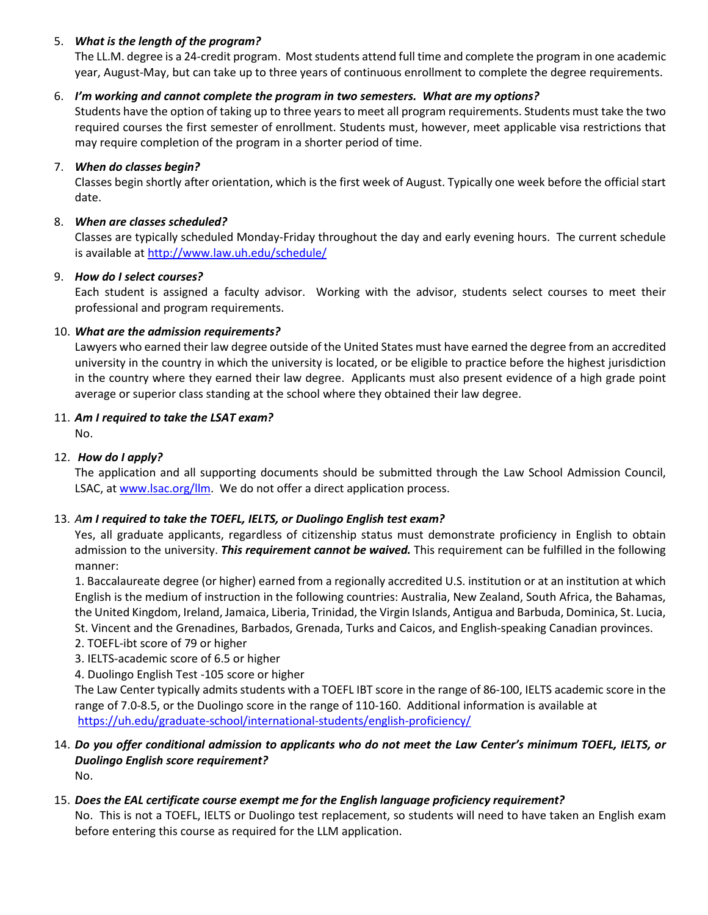5. ***What is the length of the program?***
   The LL.M. degree is a 24-credit program. Most students attend full time and complete the program in one academic year, August-May, but can take up to three years of continuous enrollment to complete the degree requirements.

6. ***I'm working and cannot complete the program in two semesters. What are my options?***
   Students have the option of taking up to three years to meet all program requirements. Students must take the two required courses the first semester of enrollment. Students must, however, meet applicable visa restrictions that may require completion of the program in a shorter period of time.

7. ***When do classes begin?***
   Classes begin shortly after orientation, which is the first week of August. Typically one week before the official start date.

8. ***When are classes scheduled?***
   Classes are typically scheduled Monday-Friday throughout the day and early evening hours. The current schedule is available at [http://www.law.uh.edu/schedule/](http://www.law.uh.edu/schedule/)

9. ***How do I select courses?***
   Each student is assigned a faculty advisor. Working with the advisor, students select courses to meet their professional and program requirements.

10. ***What are the admission requirements?***
    Lawyers who earned their law degree outside of the United States must have earned the degree from an accredited university in the country in which the university is located, or be eligible to practice before the highest jurisdiction in the country where they earned their law degree. Applicants must also present evidence of a high grade point average or superior class standing at the school where they obtained their law degree.

11. ***Am I required to take the LSAT exam?***
    No.

12. ***How do I apply?***
    The application and all supporting documents should be submitted through the Law School Admission Council, LSAC, at [www.lsac.org/llm](www.lsac.org/llm). We do not offer a direct application process.

13. *A**m I required to take the TOEFL, IELTS, or Duolingo English test exam?***
    Yes, all graduate applicants, regardless of citizenship status must demonstrate proficiency in English to obtain admission to the university. ***This requirement cannot be waived.*** This requirement can be fulfilled in the following manner:
    1. Baccalaureate degree (or higher) earned from a regionally accredited U.S. institution or at an institution at which English is the medium of instruction in the following countries: Australia, New Zealand, South Africa, the Bahamas, the United Kingdom, Ireland, Jamaica, Liberia, Trinidad, the Virgin Islands, Antigua and Barbuda, Dominica, St. Lucia, St. Vincent and the Grenadines, Barbados, Grenada, Turks and Caicos, and English-speaking Canadian provinces.
    2. TOEFL-ibt score of 79 or higher
    3. IELTS-academic score of 6.5 or higher
    4. Duolingo English Test -105 score or higher
    The Law Center typically admits students with a TOEFL IBT score in the range of 86-100, IELTS academic score in the range of 7.0-8.5, or the Duolingo score in the range of 110-160. Additional information is available at [https://uh.edu/graduate-school/international-students/english-proficiency/](https://uh.edu/graduate-school/international-students/english-proficiency/)

14. ***Do you offer conditional admission to applicants who do not meet the Law Center's minimum TOEFL, IELTS, or Duolingo English score requirement?***
    No.

15. ***Does the EAL certificate course exempt me for the English language proficiency requirement?***
    No. This is not a TOEFL, IELTS or Duolingo test replacement, so students will need to have taken an English exam before entering this course as required for the LLM application.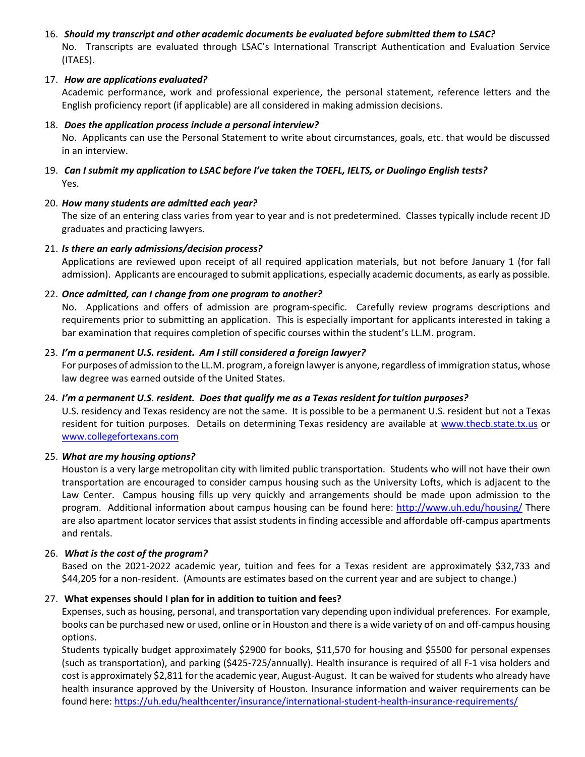16. ***Should my transcript and other academic documents be evaluated before submitted them to LSAC?***
    No. Transcripts are evaluated through LSAC's International Transcript Authentication and Evaluation Service (ITAES).

17. ***How are applications evaluated?***
    Academic performance, work and professional experience, the personal statement, reference letters and the English proficiency report (if applicable) are all considered in making admission decisions.

18. ***Does the application process include a personal interview?***
    No. Applicants can use the Personal Statement to write about circumstances, goals, etc. that would be discussed in an interview.

19. ***Can I submit my application to LSAC before I've taken the TOEFL, IELTS, or Duolingo English tests?***
    Yes.

20. ***How many students are admitted each year?***
    The size of an entering class varies from year to year and is not predetermined. Classes typically include recent JD graduates and practicing lawyers.

21. ***Is there an early admissions/decision process?***
    Applications are reviewed upon receipt of all required application materials, but not before January 1 (for fall admission). Applicants are encouraged to submit applications, especially academic documents, as early as possible.

22. ***Once admitted, can I change from one program to another?***
    No. Applications and offers of admission are program-specific. Carefully review programs descriptions and requirements prior to submitting an application. This is especially important for applicants interested in taking a bar examination that requires completion of specific courses within the student's LL.M. program.

23. ***I'm a permanent U.S. resident. Am I still considered a foreign lawyer?***
    For purposes of admission to the LL.M. program, a foreign lawyer is anyone, regardless of immigration status, whose law degree was earned outside of the United States.

24. ***I'm a permanent U.S. resident. Does that qualify me as a Texas resident for tuition purposes?***
    U.S. residency and Texas residency are not the same. It is possible to be a permanent U.S. resident but not a Texas resident for tuition purposes. Details on determining Texas residency are available at [www.thecb.state.tx.us](http://www.thecb.state.tx.us) or [www.collegefortexans.com](http://www.collegefortexans.com)

25. ***What are my housing options?***
    Houston is a very large metropolitan city with limited public transportation. Students who will not have their own transportation are encouraged to consider campus housing such as the University Lofts, which is adjacent to the Law Center. Campus housing fills up very quickly and arrangements should be made upon admission to the program. Additional information about campus housing can be found here: http://www.uh.edu/housing/ There are also apartment locator services that assist students in finding accessible and affordable off-campus apartments and rentals.

26. ***What is the cost of the program?***
    Based on the 2021-2022 academic year, tuition and fees for a Texas resident are approximately $32,733 and $44,205 for a non-resident. (Amounts are estimates based on the current year and are subject to change.)

27. **What expenses should I plan for in addition to tuition and fees?**
    Expenses, such as housing, personal, and transportation vary depending upon individual preferences. For example, books can be purchased new or used, online or in Houston and there is a wide variety of on and off-campus housing options.
    Students typically budget approximately $2900 for books, $11,570 for housing and $5500 for personal expenses (such as transportation), and parking ($425-725/annually). Health insurance is required of all F-1 visa holders and cost is approximately $2,811 for the academic year, August-August. It can be waived for students who already have health insurance approved by the University of Houston. Insurance information and waiver requirements can be found here: https://uh.edu/healthcenter/insurance/international-student-health-insurance-requirements/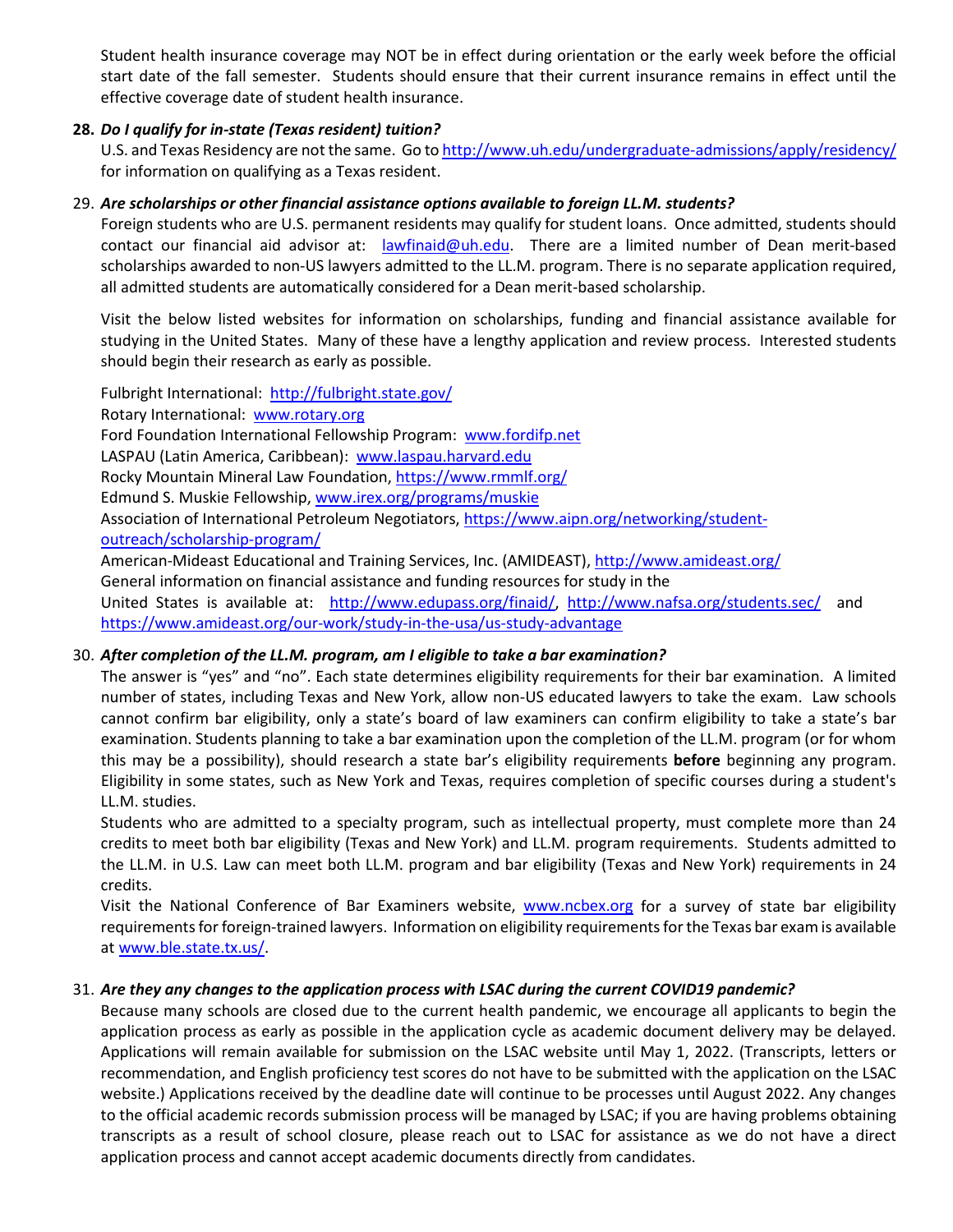Student health insurance coverage may NOT be in effect during orientation or the early week before the official start date of the fall semester. Students should ensure that their current insurance remains in effect until the effective coverage date of student health insurance.

**28. *Do I qualify for in-state (Texas resident) tuition?***

U.S. and Texas Residency are not the same. Go to http://www.uh.edu/undergraduate-admissions/apply/residency/ for information on qualifying as a Texas resident.

29. ***Are scholarships or other financial assistance options available to foreign LL.M. students?***

Foreign students who are U.S. permanent residents may qualify for student loans. Once admitted, students should contact our financial aid advisor at: lawfinaid@uh.edu. There are a limited number of Dean merit-based scholarships awarded to non-US lawyers admitted to the LL.M. program. There is no separate application required, all admitted students are automatically considered for a Dean merit-based scholarship.

Visit the below listed websites for information on scholarships, funding and financial assistance available for studying in the United States. Many of these have a lengthy application and review process. Interested students should begin their research as early as possible.

Fulbright International: http://fulbright.state.gov/
Rotary International: www.rotary.org
Ford Foundation International Fellowship Program: www.fordifp.net
LASPAU (Latin America, Caribbean): www.laspau.harvard.edu
Rocky Mountain Mineral Law Foundation, https://www.rmmlf.org/
Edmund S. Muskie Fellowship, www.irex.org/programs/muskie
Association of International Petroleum Negotiators, https://www.aipn.org/networking/student-outreach/scholarship-program/
American-Mideast Educational and Training Services, Inc. (AMIDEAST), http://www.amideast.org/
General information on financial assistance and funding resources for study in the United States is available at: http://www.edupass.org/finaid/, http://www.nafsa.org/students.sec/ and https://www.amideast.org/our-work/study-in-the-usa/us-study-advantage

30. ***After completion of the LL.M. program, am I eligible to take a bar examination?***

The answer is "yes" and "no". Each state determines eligibility requirements for their bar examination. A limited number of states, including Texas and New York, allow non-US educated lawyers to take the exam. Law schools cannot confirm bar eligibility, only a state's board of law examiners can confirm eligibility to take a state's bar examination. Students planning to take a bar examination upon the completion of the LL.M. program (or for whom this may be a possibility), should research a state bar's eligibility requirements **before** beginning any program. Eligibility in some states, such as New York and Texas, requires completion of specific courses during a student's LL.M. studies.

Students who are admitted to a specialty program, such as intellectual property, must complete more than 24 credits to meet both bar eligibility (Texas and New York) and LL.M. program requirements. Students admitted to the LL.M. in U.S. Law can meet both LL.M. program and bar eligibility (Texas and New York) requirements in 24 credits.

Visit the National Conference of Bar Examiners website, www.ncbex.org for a survey of state bar eligibility requirements for foreign-trained lawyers. Information on eligibility requirements for the Texas bar exam is available at www.ble.state.tx.us/.

31. ***Are they any changes to the application process with LSAC during the current COVID19 pandemic?***

Because many schools are closed due to the current health pandemic, we encourage all applicants to begin the application process as early as possible in the application cycle as academic document delivery may be delayed. Applications will remain available for submission on the LSAC website until May 1, 2022. (Transcripts, letters or recommendation, and English proficiency test scores do not have to be submitted with the application on the LSAC website.) Applications received by the deadline date will continue to be processes until August 2022. Any changes to the official academic records submission process will be managed by LSAC; if you are having problems obtaining transcripts as a result of school closure, please reach out to LSAC for assistance as we do not have a direct application process and cannot accept academic documents directly from candidates.